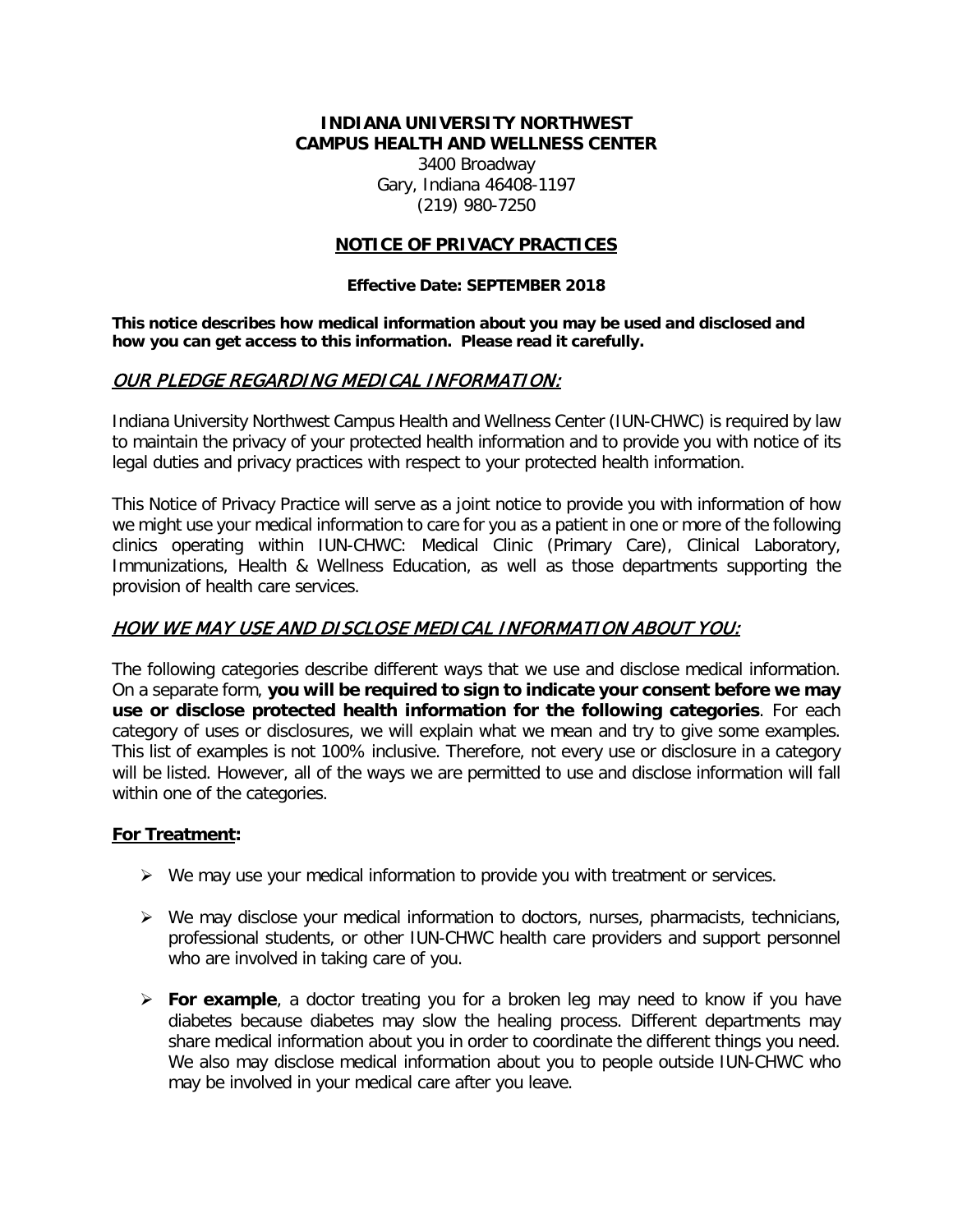# INDIANA UNIVERSITY NORTHWEST
# CAMPUS HEALTH AND WELLNESS CENTER

3400 Broadway
Gary, Indiana 46408-1197
(219) 980-7250

## NOTICE OF PRIVACY PRACTICES

**Effective Date: SEPTEMBER 2018**

**This notice describes how medical information about you may be used and disclosed and how you can get access to this information. Please read it carefully.**

## *OUR PLEDGE REGARDING MEDICAL INFORMATION:*

Indiana University Northwest Campus Health and Wellness Center (IUN-CHWC) is required by law to maintain the privacy of your protected health information and to provide you with notice of its legal duties and privacy practices with respect to your protected health information.

This Notice of Privacy Practice will serve as a joint notice to provide you with information of how we might use your medical information to care for you as a patient in one or more of the following clinics operating within IUN-CHWC: Medical Clinic (Primary Care), Clinical Laboratory, Immunizations, Health & Wellness Education, as well as those departments supporting the provision of health care services.

## *HOW WE MAY USE AND DISCLOSE MEDICAL INFORMATION ABOUT YOU:*

The following categories describe different ways that we use and disclose medical information. On a separate form, **you will be required to sign to indicate your consent before we may use or disclose protected health information for the following categories**. For each category of uses or disclosures, we will explain what we mean and try to give some examples. This list of examples is not 100% inclusive. Therefore, not every use or disclosure in a category will be listed. However, all of the ways we are permitted to use and disclose information will fall within one of the categories.

### For Treatment:

- We may use your medical information to provide you with treatment or services.
- We may disclose your medical information to doctors, nurses, pharmacists, technicians, professional students, or other IUN-CHWC health care providers and support personnel who are involved in taking care of you.
- **For example**, a doctor treating you for a broken leg may need to know if you have diabetes because diabetes may slow the healing process. Different departments may share medical information about you in order to coordinate the different things you need. We also may disclose medical information about you to people outside IUN-CHWC who may be involved in your medical care after you leave.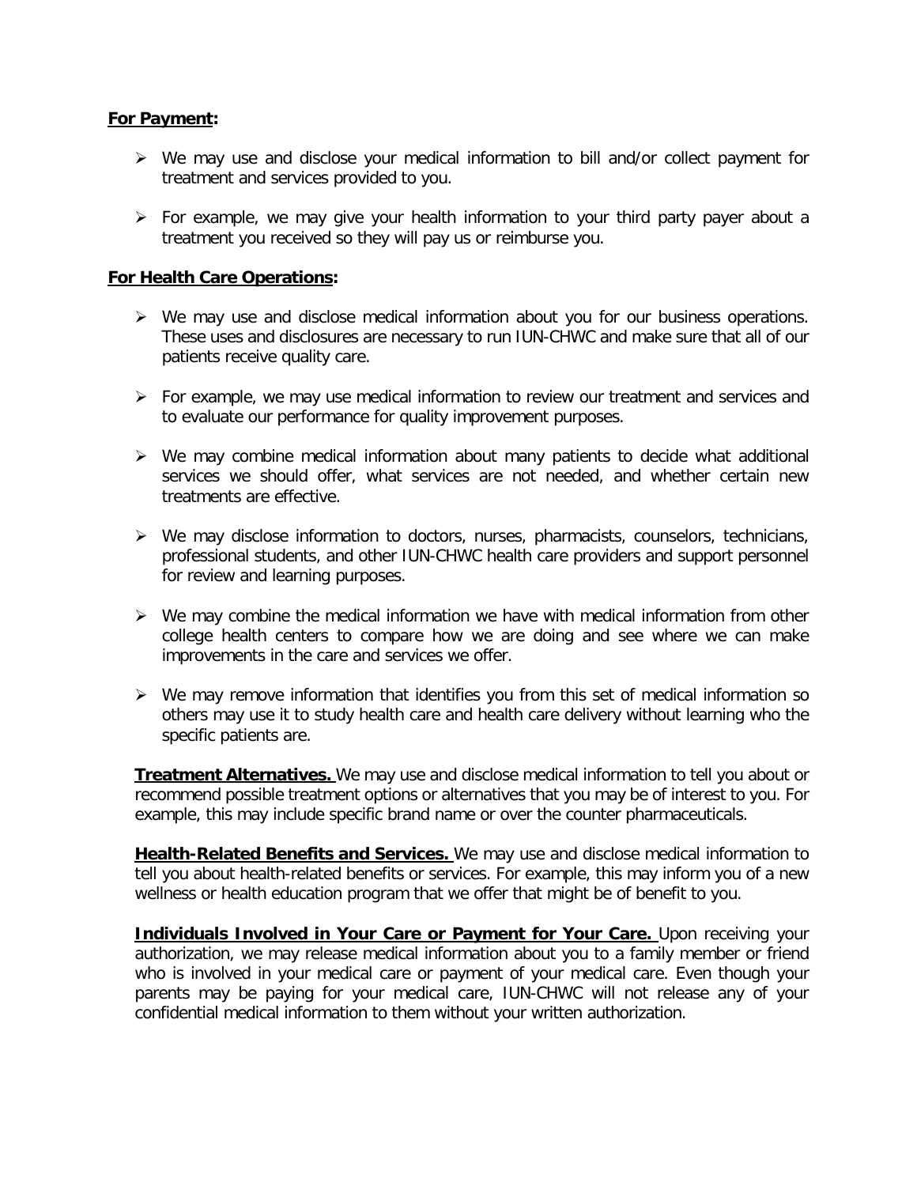**For Payment:**

- We may use and disclose your medical information to bill and/or collect payment for treatment and services provided to you.
- For example, we may give your health information to your third party payer about a treatment you received so they will pay us or reimburse you.

**For Health Care Operations:**

- We may use and disclose medical information about you for our business operations. These uses and disclosures are necessary to run IUN-CHWC and make sure that all of our patients receive quality care.
- For example, we may use medical information to review our treatment and services and to evaluate our performance for quality improvement purposes.
- We may combine medical information about many patients to decide what additional services we should offer, what services are not needed, and whether certain new treatments are effective.
- We may disclose information to doctors, nurses, pharmacists, counselors, technicians, professional students, and other IUN-CHWC health care providers and support personnel for review and learning purposes.
- We may combine the medical information we have with medical information from other college health centers to compare how we are doing and see where we can make improvements in the care and services we offer.
- We may remove information that identifies you from this set of medical information so others may use it to study health care and health care delivery without learning who the specific patients are.

**Treatment Alternatives.** We may use and disclose medical information to tell you about or recommend possible treatment options or alternatives that you may be of interest to you. For example, this may include specific brand name or over the counter pharmaceuticals.

**Health-Related Benefits and Services.** We may use and disclose medical information to tell you about health-related benefits or services. For example, this may inform you of a new wellness or health education program that we offer that might be of benefit to you.

**Individuals Involved in Your Care or Payment for Your Care.** Upon receiving your authorization, we may release medical information about you to a family member or friend who is involved in your medical care or payment of your medical care. Even though your parents may be paying for your medical care, IUN-CHWC will not release any of your confidential medical information to them without your written authorization.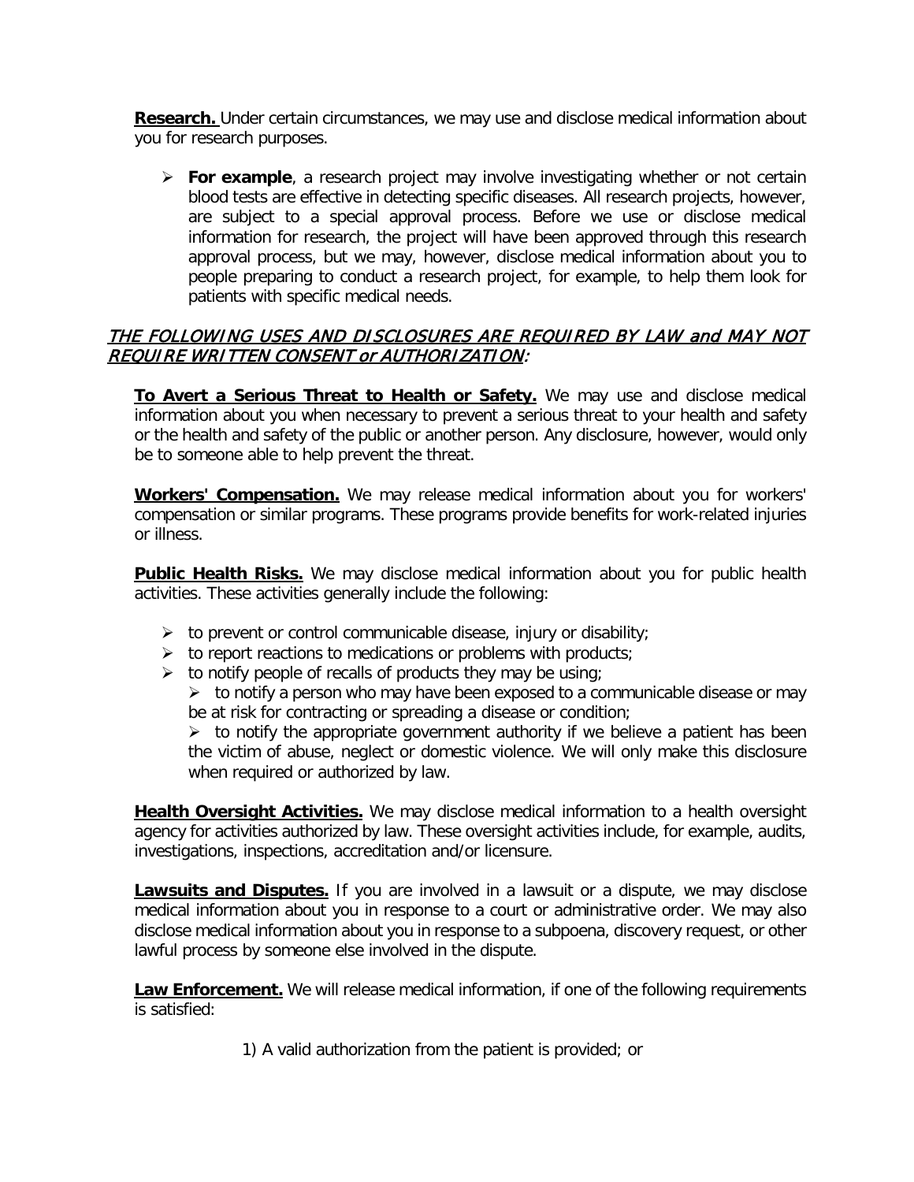**Research.** Under certain circumstances, we may use and disclose medical information about you for research purposes.

- **For example**, a research project may involve investigating whether or not certain blood tests are effective in detecting specific diseases. All research projects, however, are subject to a special approval process. Before we use or disclose medical information for research, the project will have been approved through this research approval process, but we may, however, disclose medical information about you to people preparing to conduct a research project, for example, to help them look for patients with specific medical needs.

## *THE FOLLOWING USES AND DISCLOSURES ARE REQUIRED BY LAW and MAY NOT REQUIRE WRITTEN CONSENT or AUTHORIZATION:*

**To Avert a Serious Threat to Health or Safety.** We may use and disclose medical information about you when necessary to prevent a serious threat to your health and safety or the health and safety of the public or another person. Any disclosure, however, would only be to someone able to help prevent the threat.

**Workers' Compensation.** We may release medical information about you for workers' compensation or similar programs. These programs provide benefits for work-related injuries or illness.

**Public Health Risks.** We may disclose medical information about you for public health activities. These activities generally include the following:

- to prevent or control communicable disease, injury or disability;
- to report reactions to medications or problems with products;
- to notify people of recalls of products they may be using;
  - to notify a person who may have been exposed to a communicable disease or may be at risk for contracting or spreading a disease or condition;
  - to notify the appropriate government authority if we believe a patient has been the victim of abuse, neglect or domestic violence. We will only make this disclosure when required or authorized by law.

**Health Oversight Activities.** We may disclose medical information to a health oversight agency for activities authorized by law. These oversight activities include, for example, audits, investigations, inspections, accreditation and/or licensure.

**Lawsuits and Disputes.** If you are involved in a lawsuit or a dispute, we may disclose medical information about you in response to a court or administrative order. We may also disclose medical information about you in response to a subpoena, discovery request, or other lawful process by someone else involved in the dispute.

**Law Enforcement.** We will release medical information, if one of the following requirements is satisfied:

1) A valid authorization from the patient is provided; or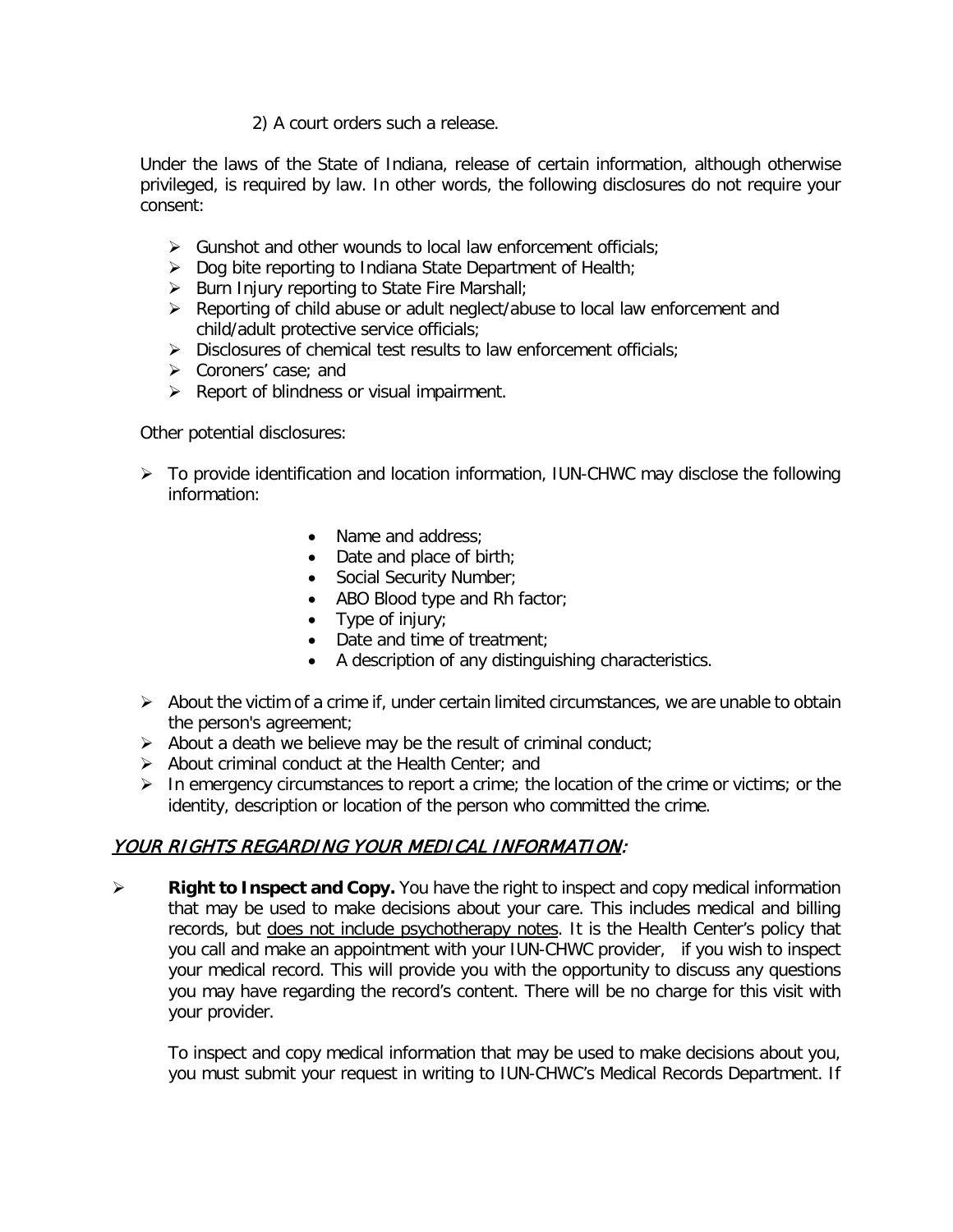2) A court orders such a release.

Under the laws of the State of Indiana, release of certain information, although otherwise privileged, is required by law. In other words, the following disclosures do not require your consent:

- Gunshot and other wounds to local law enforcement officials;
- Dog bite reporting to Indiana State Department of Health;
- Burn Injury reporting to State Fire Marshall;
- Reporting of child abuse or adult neglect/abuse to local law enforcement and child/adult protective service officials;
- Disclosures of chemical test results to law enforcement officials;
- Coroners' case; and
- Report of blindness or visual impairment.

Other potential disclosures:

- To provide identification and location information, IUN-CHWC may disclose the following information:
  - Name and address;
  - Date and place of birth;
  - Social Security Number;
  - ABO Blood type and Rh factor;
  - Type of injury;
  - Date and time of treatment;
  - A description of any distinguishing characteristics.
- About the victim of a crime if, under certain limited circumstances, we are unable to obtain the person's agreement;
- About a death we believe may be the result of criminal conduct;
- About criminal conduct at the Health Center; and
- In emergency circumstances to report a crime; the location of the crime or victims; or the identity, description or location of the person who committed the crime.

## *YOUR RIGHTS REGARDING YOUR MEDICAL INFORMATION:*

- **Right to Inspect and Copy.** You have the right to inspect and copy medical information that may be used to make decisions about your care. This includes medical and billing records, but does not include psychotherapy notes. It is the Health Center's policy that you call and make an appointment with your IUN-CHWC provider, if you wish to inspect your medical record. This will provide you with the opportunity to discuss any questions you may have regarding the record's content. There will be no charge for this visit with your provider.

  To inspect and copy medical information that may be used to make decisions about you, you must submit your request in writing to IUN-CHWC's Medical Records Department. If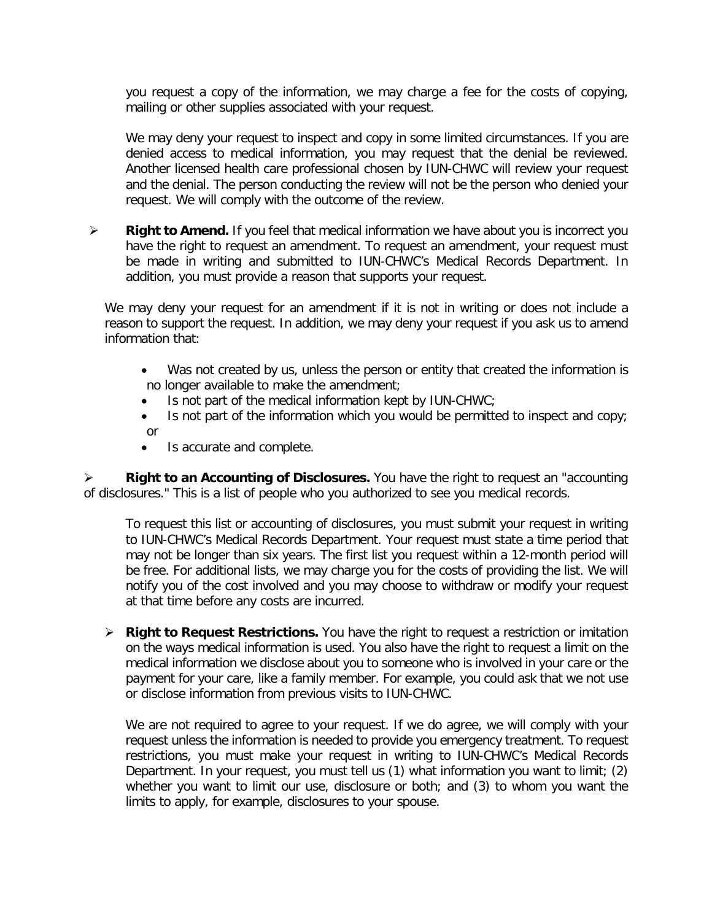you request a copy of the information, we may charge a fee for the costs of copying, mailing or other supplies associated with your request.

We may deny your request to inspect and copy in some limited circumstances. If you are denied access to medical information, you may request that the denial be reviewed. Another licensed health care professional chosen by IUN-CHWC will review your request and the denial. The person conducting the review will not be the person who denied your request. We will comply with the outcome of the review.

- **Right to Amend.** If you feel that medical information we have about you is incorrect you have the right to request an amendment. To request an amendment, your request must be made in writing and submitted to IUN-CHWC's Medical Records Department. In addition, you must provide a reason that supports your request.

We may deny your request for an amendment if it is not in writing or does not include a reason to support the request. In addition, we may deny your request if you ask us to amend information that:

- Was not created by us, unless the person or entity that created the information is no longer available to make the amendment;
- Is not part of the medical information kept by IUN-CHWC;
- Is not part of the information which you would be permitted to inspect and copy; or
- Is accurate and complete.

- **Right to an Accounting of Disclosures.** You have the right to request an "accounting of disclosures." This is a list of people who you authorized to see you medical records.

To request this list or accounting of disclosures, you must submit your request in writing to IUN-CHWC's Medical Records Department. Your request must state a time period that may not be longer than six years. The first list you request within a 12-month period will be free. For additional lists, we may charge you for the costs of providing the list. We will notify you of the cost involved and you may choose to withdraw or modify your request at that time before any costs are incurred.

- **Right to Request Restrictions.** You have the right to request a restriction or imitation on the ways medical information is used. You also have the right to request a limit on the medical information we disclose about you to someone who is involved in your care or the payment for your care, like a family member. For example, you could ask that we not use or disclose information from previous visits to IUN-CHWC.

We are not required to agree to your request. If we do agree, we will comply with your request unless the information is needed to provide you emergency treatment. To request restrictions, you must make your request in writing to IUN-CHWC's Medical Records Department. In your request, you must tell us (1) what information you want to limit; (2) whether you want to limit our use, disclosure or both; and (3) to whom you want the limits to apply, for example, disclosures to your spouse.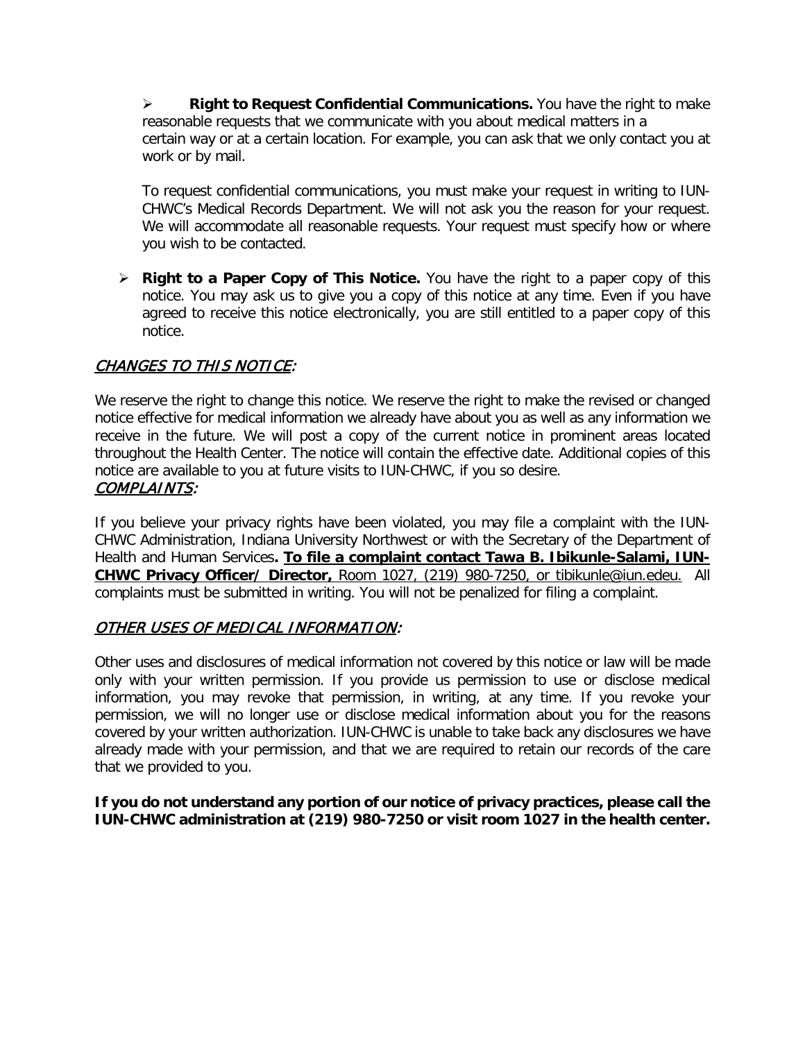- **Right to Request Confidential Communications.** You have the right to make reasonable requests that we communicate with you about medical matters in a certain way or at a certain location. For example, you can ask that we only contact you at work or by mail.

  To request confidential communications, you must make your request in writing to IUN-CHWC's Medical Records Department. We will not ask you the reason for your request. We will accommodate all reasonable requests. Your request must specify how or where you wish to be contacted.

- **Right to a Paper Copy of This Notice.** You have the right to a paper copy of this notice. You may ask us to give you a copy of this notice at any time. Even if you have agreed to receive this notice electronically, you are still entitled to a paper copy of this notice.

## *CHANGES TO THIS NOTICE:*

We reserve the right to change this notice. We reserve the right to make the revised or changed notice effective for medical information we already have about you as well as any information we receive in the future. We will post a copy of the current notice in prominent areas located throughout the Health Center. The notice will contain the effective date. Additional copies of this notice are available to you at future visits to IUN-CHWC, if you so desire.

## *COMPLAINTS:*

If you believe your privacy rights have been violated, you may file a complaint with the IUN-CHWC Administration, Indiana University Northwest or with the Secretary of the Department of Health and Human Services**. To file a complaint contact Tawa B. Ibikunle-Salami, IUN-CHWC Privacy Officer/ Director,** Room 1027, (219) 980-7250, or tibikunle@iun.edeu. All complaints must be submitted in writing. You will not be penalized for filing a complaint.

## *OTHER USES OF MEDICAL INFORMATION:*

Other uses and disclosures of medical information not covered by this notice or law will be made only with your written permission. If you provide us permission to use or disclose medical information, you may revoke that permission, in writing, at any time. If you revoke your permission, we will no longer use or disclose medical information about you for the reasons covered by your written authorization. IUN-CHWC is unable to take back any disclosures we have already made with your permission, and that we are required to retain our records of the care that we provided to you.

**If you do not understand any portion of our notice of privacy practices, please call the IUN-CHWC administration at (219) 980-7250 or visit room 1027 in the health center.**